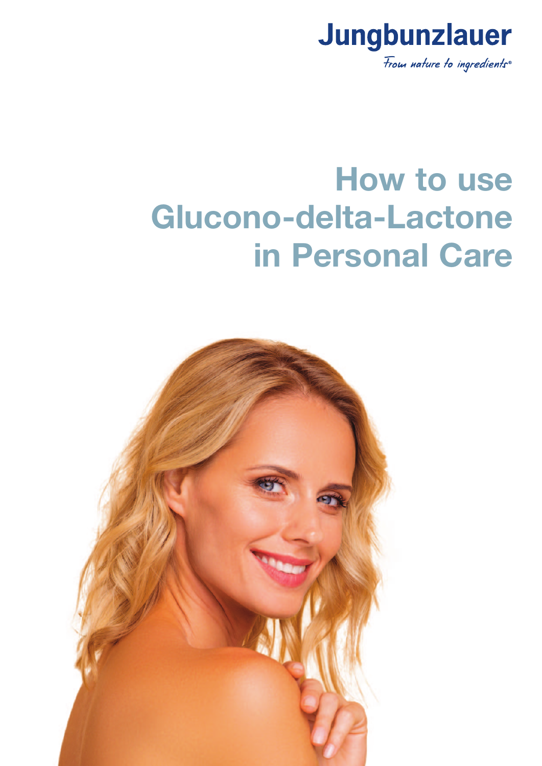Jungbunzlauer

*From nature to ingredients®*

# How to use Glucono-delta-Lactone in Personal Care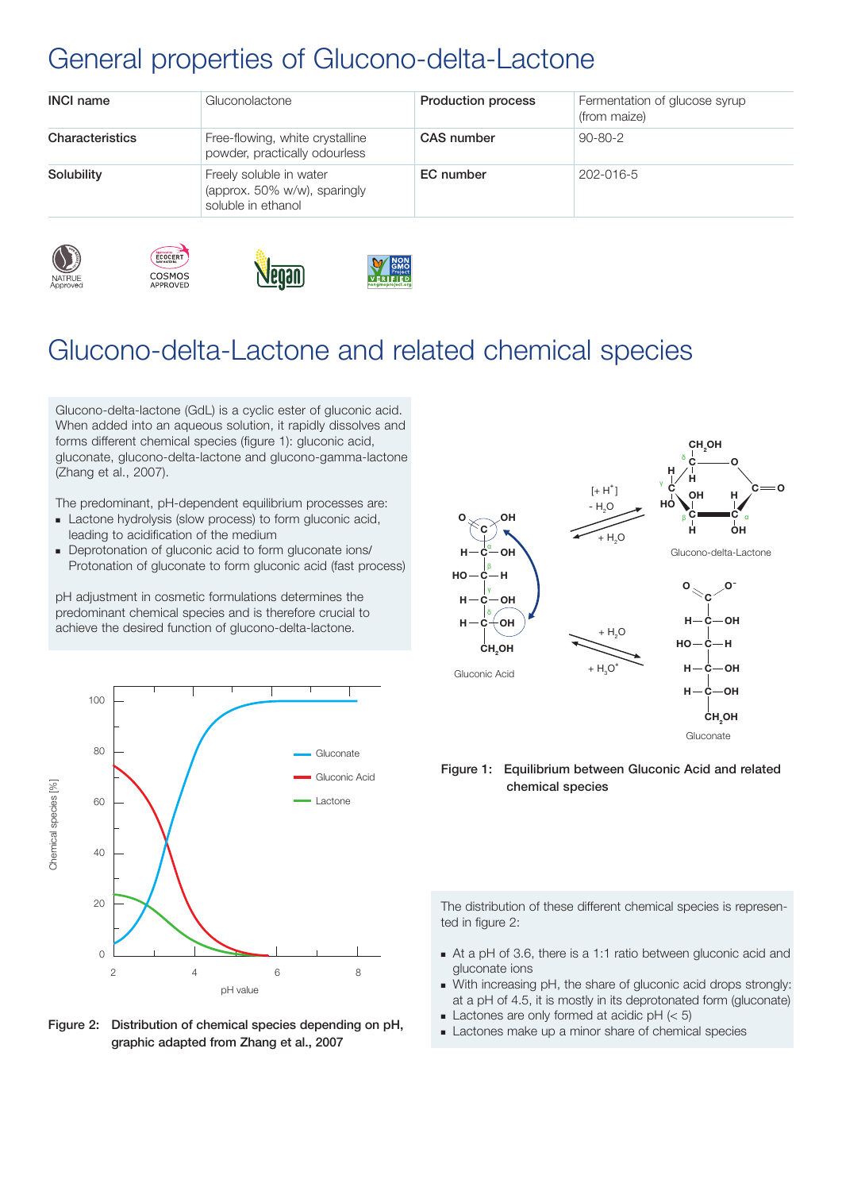# General properties of Glucono-delta-Lactone

| INCI name | Gluconolactone | Production process | Fermentation of glucose syrup (from maize) |
| --- | --- | --- | --- |
| Characteristics | Free-flowing, white crystalline powder, practically odourless | CAS number | 90-80-2 |
| Solubility | Freely soluble in water (approx. 50% w/w), sparingly soluble in ethanol | EC number | 202-016-5 |

NATRUE Approved | ECOCERT COSMOS APPROVED | Vegan | NON GMO Project VERIFIED

# Glucono-delta-Lactone and related chemical species

Glucono-delta-lactone (GdL) is a cyclic ester of gluconic acid. When added into an aqueous solution, it rapidly dissolves and forms different chemical species (figure 1): gluconic acid, gluconate, glucono-delta-lactone and glucono-gamma-lactone (Zhang et al., 2007).

The predominant, pH-dependent equilibrium processes are:

- Lactone hydrolysis (slow process) to form gluconic acid, leading to acidification of the medium
- Deprotonation of gluconic acid to form gluconate ions/ Protonation of gluconate to form gluconic acid (fast process)

pH adjustment in cosmetic formulations determines the predominant chemical species and is therefore crucial to achieve the desired function of glucono-delta-lactone.

Figure 1: Equilibrium between Gluconic Acid and related chemical species

Figure 2: Distribution of chemical species depending on pH, graphic adapted from Zhang et al., 2007

The distribution of these different chemical species is represented in figure 2:

- At a pH of 3.6, there is a 1:1 ratio between gluconic acid and gluconate ions
- With increasing pH, the share of gluconic acid drops strongly: at a pH of 4.5, it is mostly in its deprotonated form (gluconate)
- Lactones are only formed at acidic pH (< 5)
- Lactones make up a minor share of chemical species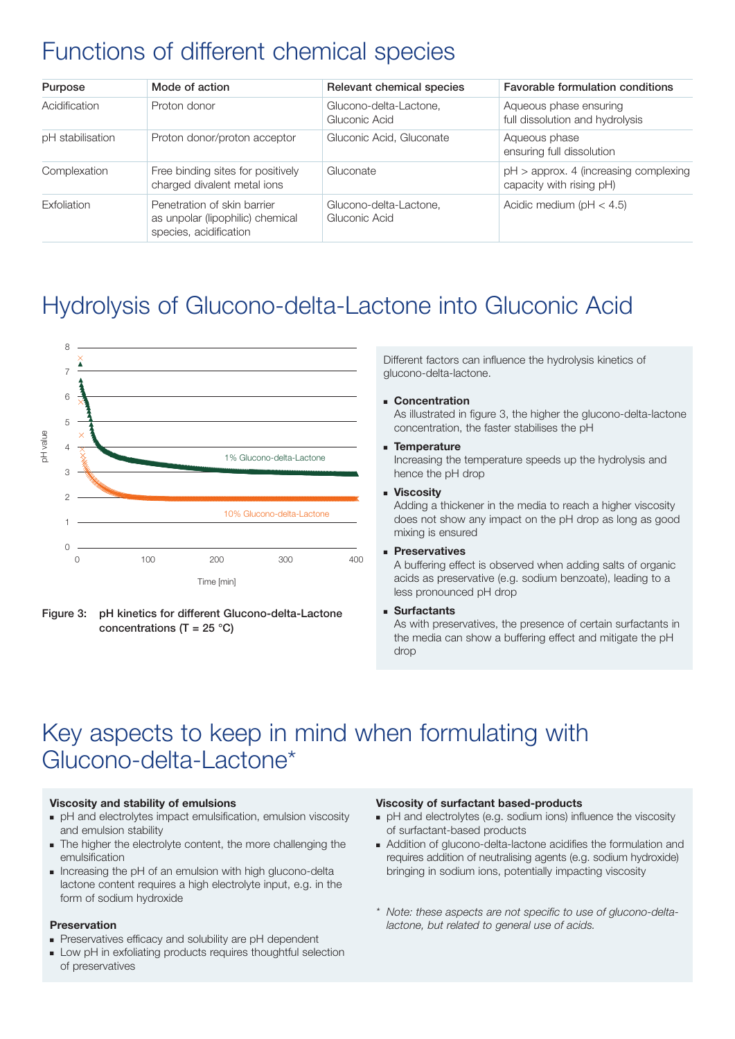# Functions of different chemical species

| Purpose | Mode of action | Relevant chemical species | Favorable formulation conditions |
|---|---|---|---|
| Acidification | Proton donor | Glucono-delta-Lactone, Gluconic Acid | Aqueous phase ensuring full dissolution and hydrolysis |
| pH stabilisation | Proton donor/proton acceptor | Gluconic Acid, Gluconate | Aqueous phase ensuring full dissolution |
| Complexation | Free binding sites for positively charged divalent metal ions | Gluconate | pH > approx. 4 (increasing complexing capacity with rising pH) |
| Exfoliation | Penetration of skin barrier as unpolar (lipophilic) chemical species, acidification | Glucono-delta-Lactone, Gluconic Acid | Acidic medium (pH < 4.5) |

# Hydrolysis of Glucono-delta-Lactone into Gluconic Acid

**Figure 3:** **pH kinetics for different Glucono-delta-Lactone concentrations (T = 25 °C)**

Different factors can influence the hydrolysis kinetics of glucono-delta-lactone.

- **Concentration**
  As illustrated in figure 3, the higher the glucono-delta-lactone concentration, the faster stabilises the pH
- **Temperature**
  Increasing the temperature speeds up the hydrolysis and hence the pH drop
- **Viscosity**
  Adding a thickener in the media to reach a higher viscosity does not show any impact on the pH drop as long as good mixing is ensured
- **Preservatives**
  A buffering effect is observed when adding salts of organic acids as preservative (e.g. sodium benzoate), leading to a less pronounced pH drop
- **Surfactants**
  As with preservatives, the presence of certain surfactants in the media can show a buffering effect and mitigate the pH drop

# Key aspects to keep in mind when formulating with Glucono-delta-Lactone*

**Viscosity and stability of emulsions**

- pH and electrolytes impact emulsification, emulsion viscosity and emulsion stability
- The higher the electrolyte content, the more challenging the emulsification
- Increasing the pH of an emulsion with high glucono-delta lactone content requires a high electrolyte input, e.g. in the form of sodium hydroxide

**Preservation**

- Preservatives efficacy and solubility are pH dependent
- Low pH in exfoliating products requires thoughtful selection of preservatives

**Viscosity of surfactant based-products**

- pH and electrolytes (e.g. sodium ions) influence the viscosity of surfactant-based products
- Addition of glucono-delta-lactone acidifies the formulation and requires addition of neutralising agents (e.g. sodium hydroxide) bringing in sodium ions, potentially impacting viscosity

\* *Note: these aspects are not specific to use of glucono-delta-lactone, but related to general use of acids.*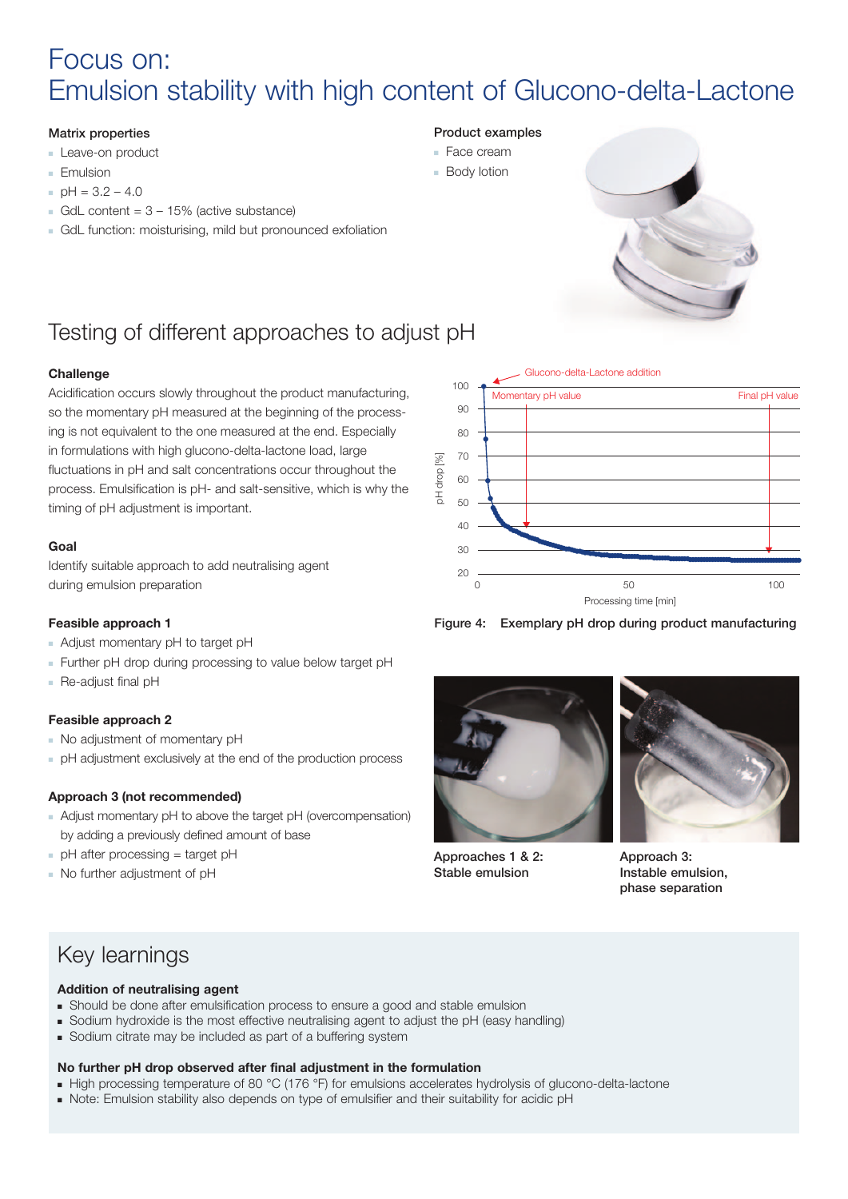# Focus on: Emulsion stability with high content of Glucono-delta-Lactone

**Matrix properties**

- Leave-on product
- Emulsion
- pH = 3.2 – 4.0
- GdL content = 3 – 15% (active substance)
- GdL function: moisturising, mild but pronounced exfoliation

**Product examples**

- Face cream
- Body lotion

## Testing of different approaches to adjust pH

**Challenge**

Acidification occurs slowly throughout the product manufacturing, so the momentary pH measured at the beginning of the processing is not equivalent to the one measured at the end. Especially in formulations with high glucono-delta-lactone load, large fluctuations in pH and salt concentrations occur throughout the process. Emulsification is pH- and salt-sensitive, which is why the timing of pH adjustment is important.

**Goal**

Identify suitable approach to add neutralising agent during emulsion preparation

**Feasible approach 1**

- Adjust momentary pH to target pH
- Further pH drop during processing to value below target pH
- Re-adjust final pH

**Feasible approach 2**

- No adjustment of momentary pH
- pH adjustment exclusively at the end of the production process

**Approach 3 (not recommended)**

- Adjust momentary pH to above the target pH (overcompensation) by adding a previously defined amount of base
- pH after processing = target pH
- No further adjustment of pH

Figure 4: Exemplary pH drop during product manufacturing

Approaches 1 & 2: Stable emulsion

Approach 3: Instable emulsion, phase separation

## Key learnings

**Addition of neutralising agent**

- Should be done after emulsification process to ensure a good and stable emulsion
- Sodium hydroxide is the most effective neutralising agent to adjust the pH (easy handling)
- Sodium citrate may be included as part of a buffering system

**No further pH drop observed after final adjustment in the formulation**

- High processing temperature of 80 °C (176 °F) for emulsions accelerates hydrolysis of glucono-delta-lactone
- Note: Emulsion stability also depends on type of emulsifier and their suitability for acidic pH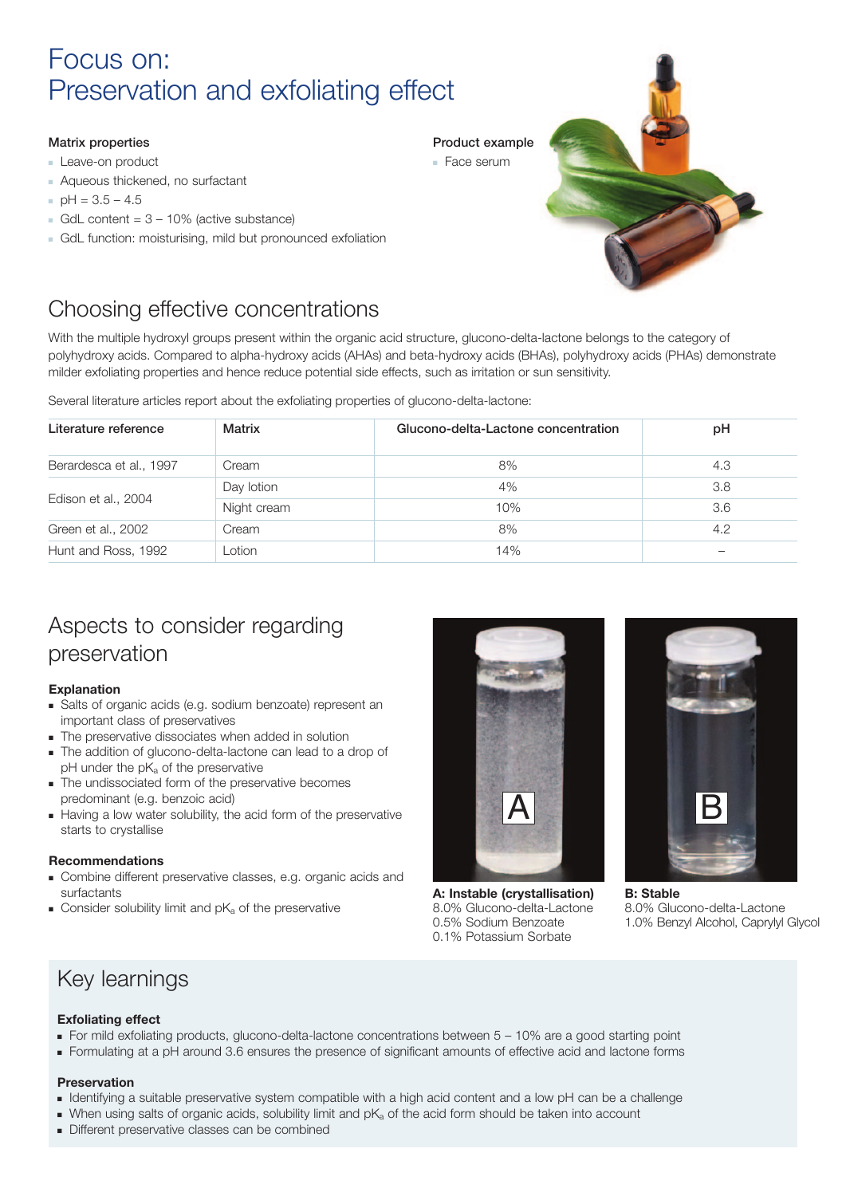# Focus on:
# Preservation and exfoliating effect

**Matrix properties**

- Leave-on product
- Aqueous thickened, no surfactant
- pH = 3.5 – 4.5
- GdL content = 3 – 10% (active substance)
- GdL function: moisturising, mild but pronounced exfoliation

**Product example**

- Face serum

## Choosing effective concentrations

With the multiple hydroxyl groups present within the organic acid structure, glucono-delta-lactone belongs to the category of polyhydroxy acids. Compared to alpha-hydroxy acids (AHAs) and beta-hydroxy acids (BHAs), polyhydroxy acids (PHAs) demonstrate milder exfoliating properties and hence reduce potential side effects, such as irritation or sun sensitivity.

Several literature articles report about the exfoliating properties of glucono-delta-lactone:

| Literature reference | Matrix | Glucono-delta-Lactone concentration | pH |
|---|---|---|---|
| Berardesca et al., 1997 | Cream | 8% | 4.3 |
| Edison et al., 2004 | Day lotion | 4% | 3.8 |
| | Night cream | 10% | 3.6 |
| Green et al., 2002 | Cream | 8% | 4.2 |
| Hunt and Ross, 1992 | Lotion | 14% | – |

## Aspects to consider regarding preservation

**Explanation**

- Salts of organic acids (e.g. sodium benzoate) represent an important class of preservatives
- The preservative dissociates when added in solution
- The addition of glucono-delta-lactone can lead to a drop of pH under the $pK_a$ of the preservative
- The undissociated form of the preservative becomes predominant (e.g. benzoic acid)
- Having a low water solubility, the acid form of the preservative starts to crystallise

**Recommendations**

- Combine different preservative classes, e.g. organic acids and surfactants
- Consider solubility limit and $pK_a$ of the preservative

**A: Instable (crystallisation)**
8.0% Glucono-delta-Lactone
0.5% Sodium Benzoate
0.1% Potassium Sorbate

**B: Stable**
8.0% Glucono-delta-Lactone
1.0% Benzyl Alcohol, Caprylyl Glycol

## Key learnings

**Exfoliating effect**

- For mild exfoliating products, glucono-delta-lactone concentrations between 5 – 10% are a good starting point
- Formulating at a pH around 3.6 ensures the presence of significant amounts of effective acid and lactone forms

**Preservation**

- Identifying a suitable preservative system compatible with a high acid content and a low pH can be a challenge
- When using salts of organic acids, solubility limit and $pK_a$ of the acid form should be taken into account
- Different preservative classes can be combined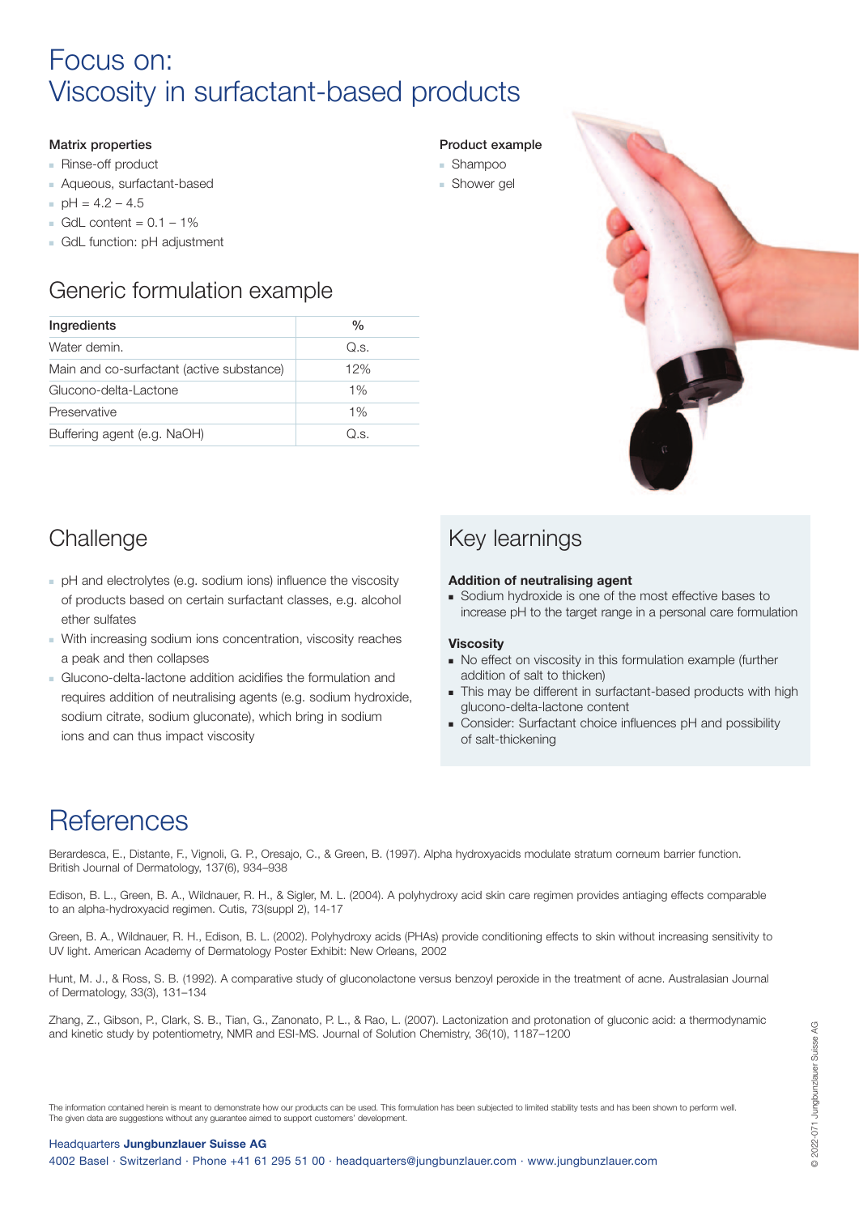# Focus on: Viscosity in surfactant-based products

**Matrix properties**

- Rinse-off product
- Aqueous, surfactant-based
- pH = 4.2 – 4.5
- GdL content = 0.1 – 1%
- GdL function: pH adjustment

**Product example**

- Shampoo
- Shower gel

## Generic formulation example

| Ingredients | % |
|---|---|
| Water demin. | Q.s. |
| Main and co-surfactant (active substance) | 12% |
| Glucono-delta-Lactone | 1% |
| Preservative | 1% |
| Buffering agent (e.g. NaOH) | Q.s. |

## Challenge

- pH and electrolytes (e.g. sodium ions) influence the viscosity of products based on certain surfactant classes, e.g. alcohol ether sulfates
- With increasing sodium ions concentration, viscosity reaches a peak and then collapses
- Glucono-delta-lactone addition acidifies the formulation and requires addition of neutralising agents (e.g. sodium hydroxide, sodium citrate, sodium gluconate), which bring in sodium ions and can thus impact viscosity

## Key learnings

**Addition of neutralising agent**

- Sodium hydroxide is one of the most effective bases to increase pH to the target range in a personal care formulation

**Viscosity**

- No effect on viscosity in this formulation example (further addition of salt to thicken)
- This may be different in surfactant-based products with high glucono-delta-lactone content
- Consider: Surfactant choice influences pH and possibility of salt-thickening

# References

Berardesca, E., Distante, F., Vignoli, G. P., Oresajo, C., & Green, B. (1997). Alpha hydroxyacids modulate stratum corneum barrier function. British Journal of Dermatology, 137(6), 934–938

Edison, B. L., Green, B. A., Wildnauer, R. H., & Sigler, M. L. (2004). A polyhydroxy acid skin care regimen provides antiaging effects comparable to an alpha-hydroxyacid regimen. Cutis, 73(suppl 2), 14-17

Green, B. A., Wildnauer, R. H., Edison, B. L. (2002). Polyhydroxy acids (PHAs) provide conditioning effects to skin without increasing sensitivity to UV light. American Academy of Dermatology Poster Exhibit: New Orleans, 2002

Hunt, M. J., & Ross, S. B. (1992). A comparative study of gluconolactone versus benzoyl peroxide in the treatment of acne. Australasian Journal of Dermatology, 33(3), 131–134

Zhang, Z., Gibson, P., Clark, S. B., Tian, G., Zanonato, P. L., & Rao, L. (2007). Lactonization and protonation of gluconic acid: a thermodynamic and kinetic study by potentiometry, NMR and ESI-MS. Journal of Solution Chemistry, 36(10), 1187–1200

The information contained herein is meant to demonstrate how our products can be used. This formulation has been subjected to limited stability tests and has been shown to perform well. The given data are suggestions without any guarantee aimed to support customers' development.

Headquarters **Jungbunzlauer Suisse AG**
4002 Basel · Switzerland · Phone +41 61 295 51 00 · headquarters@jungbunzlauer.com · www.jungbunzlauer.com

© 2022-071 Jungbunzlauer Suisse AG